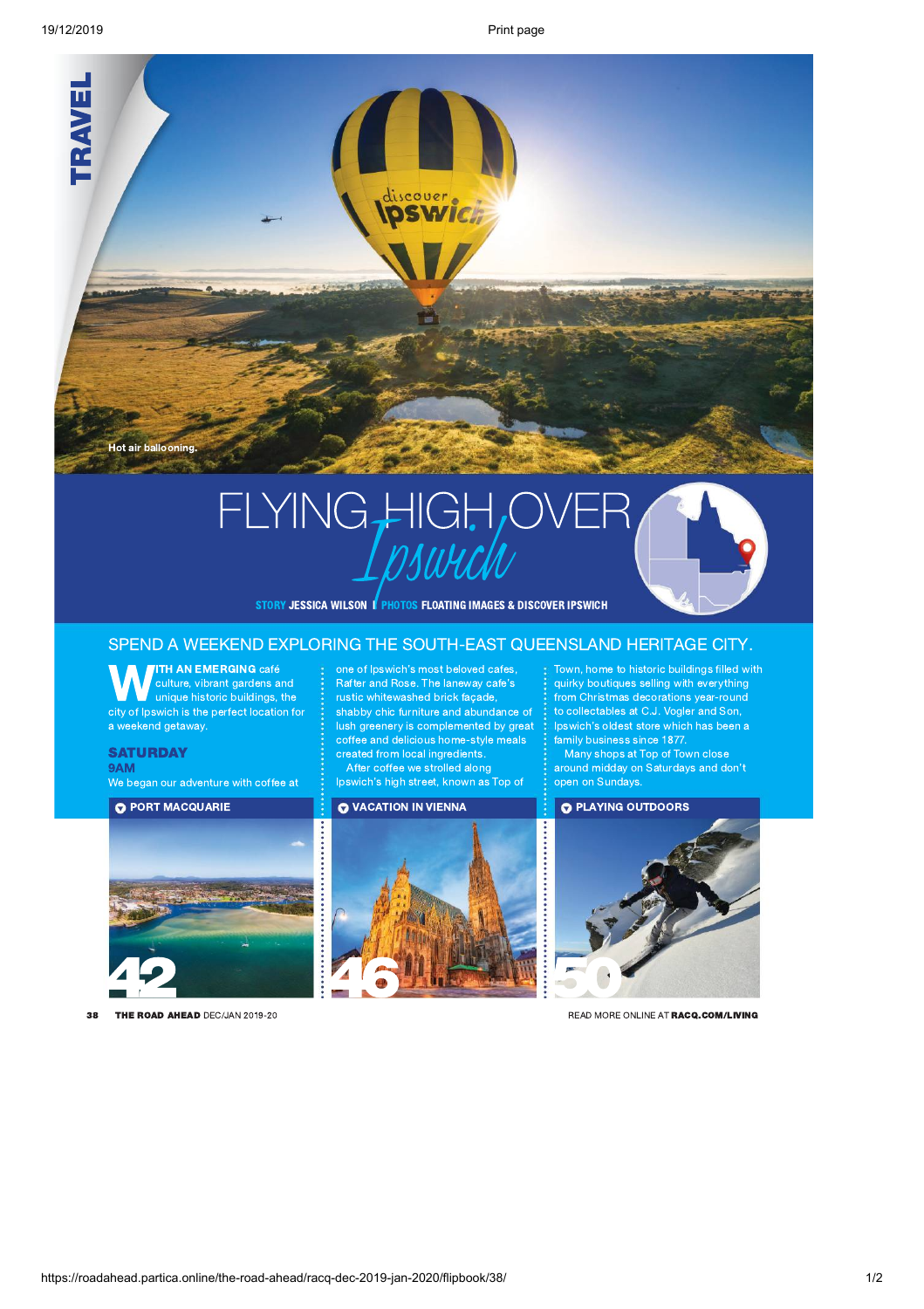TRAVEL

Hot air ballooning.

# FLYING HIGH OVER *Ipswich*

STORY **JESSICA WILSON** | PHOTOS **FLOATING IMAGES & DISCOVER IPSWICH**

## SPEND A WEEKEND EXPLORING THE SOUTH-EAST QUEENSLAND HERITAGE CITY.

**WITH AN EMERGING** café culture, vibrant gardens and unique historic buildings, the city of Ipswich is the perfect location for a weekend getaway.

### SATURDAY

**9AM**

We began our adventure with coffee at one of Ipswich's most beloved cafes, Rafter and Rose. The laneway cafe's rustic whitewashed brick façade, shabby chic furniture and abundance of lush greenery is complemented by great coffee and delicious home-style meals created from local ingredients.

After coffee we strolled along Ipswich's high street, known as Top of Town, home to historic buildings filled with quirky boutiques selling with everything from Christmas decorations year-round to collectables at C.J. Vogler and Son, Ipswich's oldest store which has been a family business since 1877.

Many shops at Top of Town close around midday on Saturdays and don't open on Sundays.

**PORT MACQUARIE** 42

**VACATION IN VIENNA** 46

**PLAYING OUTDOORS** 50

READ MORE ONLINE AT **RACQ.COM/LIVING**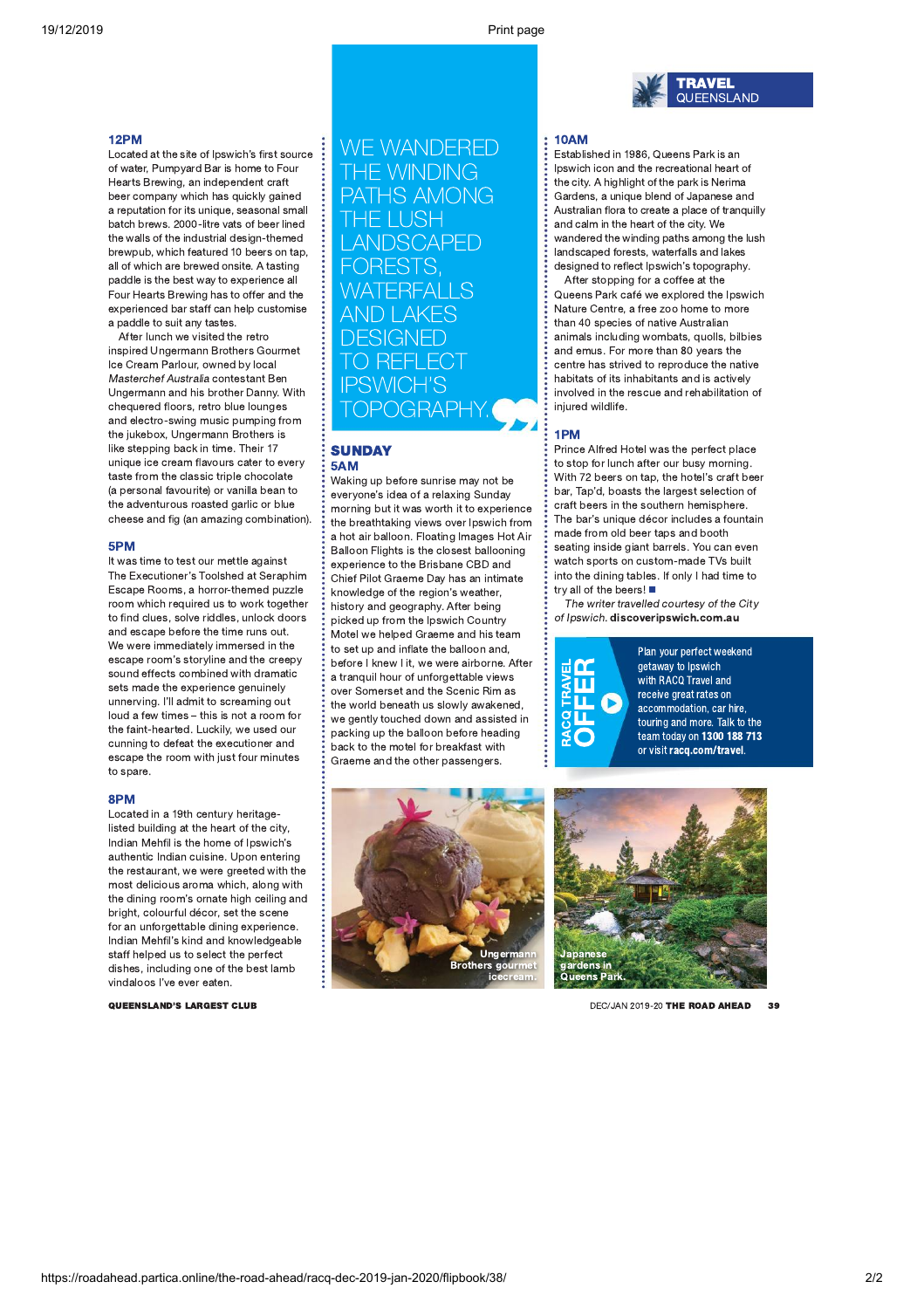### 12PM

Located at the site of Ipswich's first source of water, Pumpyard Bar is home to Four Hearts Brewing, an independent craft beer company which has quickly gained a reputation for its unique, seasonal small batch brews. 2000-litre vats of beer lined the walls of the industrial design-themed brewpub, which featured 10 beers on tap, all of which are brewed onsite. A tasting paddle is the best way to experience all Four Hearts Brewing has to offer and the experienced bar staff can help customise a paddle to suit any tastes.

After lunch we visited the retro inspired Ungermann Brothers Gourmet Ice Cream Parlour, owned by local *Masterchef Australia* contestant Ben Ungermann and his brother Danny. With chequered floors, retro blue lounges and electro-swing music pumping from the jukebox, Ungermann Brothers is like stepping back in time. Their 17 unique ice cream flavours cater to every taste from the classic triple chocolate (a personal favourite) or vanilla bean to the adventurous roasted garlic or blue cheese and fig (an amazing combination).

### 5PM

It was time to test our mettle against The Executioner's Toolshed at Seraphim Escape Rooms, a horror-themed puzzle room which required us to work together to find clues, solve riddles, unlock doors and escape before the time runs out. We were immediately immersed in the escape room's storyline and the creepy sound effects combined with dramatic sets made the experience genuinely unnerving. I'll admit to screaming out loud a few times – this is not a room for the faint-hearted. Luckily, we used our cunning to defeat the executioner and escape the room with just four minutes to spare.

### 8PM

Located in a 19th century heritage-listed building at the heart of the city, Indian Mehfil is the home of Ipswich's authentic Indian cuisine. Upon entering the restaurant, we were greeted with the most delicious aroma which, along with the dining room's ornate high ceiling and bright, colourful décor, set the scene for an unforgettable dining experience. Indian Mehfil's kind and knowledgeable staff helped us to select the perfect dishes, including one of the best lamb vindaloos I've ever eaten.

> WE WANDERED THE WINDING PATHS AMONG THE LUSH LANDSCAPED FORESTS, WATERFALLS AND LAKES DESIGNED TO REFLECT IPSWICH'S TOPOGRAPHY.

## SUNDAY

### 5AM

Waking up before sunrise may not be everyone's idea of a relaxing Sunday morning but it was worth it to experience the breathtaking views over Ipswich from a hot air balloon. Floating Images Hot Air Balloon Flights is the closest ballooning experience to the Brisbane CBD and Chief Pilot Graeme Day has an intimate knowledge of the region's weather, history and geography. After being picked up from the Ipswich Country Motel we helped Graeme and his team to set up and inflate the balloon and, before I knew I it, we were airborne. After a tranquil hour of unforgettable views over Somerset and the Scenic Rim as the world beneath us slowly awakened, we gently touched down and assisted in packing up the balloon before heading back to the motel for breakfast with Graeme and the other passengers.

Ungermann Brothers gourmet icecream.

### 10AM

Established in 1986, Queens Park is an Ipswich icon and the recreational heart of the city. A highlight of the park is Nerima Gardens, a unique blend of Japanese and Australian flora to create a place of tranquility and calm in the heart of the city. We wandered the winding paths among the lush landscaped forests, waterfalls and lakes designed to reflect Ipswich's topography.

After stopping for a coffee at the Queens Park café we explored the Ipswich Nature Centre, a free zoo home to more than 40 species of native Australian animals including wombats, quolls, bilbies and emus. For more than 80 years the centre has strived to reproduce the native habitats of its inhabitants and is actively involved in the rescue and rehabilitation of injured wildlife.

### 1PM

Prince Alfred Hotel was the perfect place to stop for lunch after our busy morning. With 72 beers on tap, the hotel's craft beer bar, Tap'd, boasts the largest selection of craft beers in the southern hemisphere. The bar's unique décor includes a fountain made from old beer taps and booth seating inside giant barrels. You can even watch sports on custom-made TVs built into the dining tables. If only I had time to try all of the beers! ■

*The writer travelled courtesy of the City of Ipswich.* **discoveripswich.com.au**

**RACQ TRAVEL OFFER**

Plan your perfect weekend getaway to Ipswich with RACQ Travel and receive great rates on accommodation, car hire, touring and more. Talk to the team today on **1300 188 713** or visit **racq.com/travel**.

Japanese gardens in Queens Park.